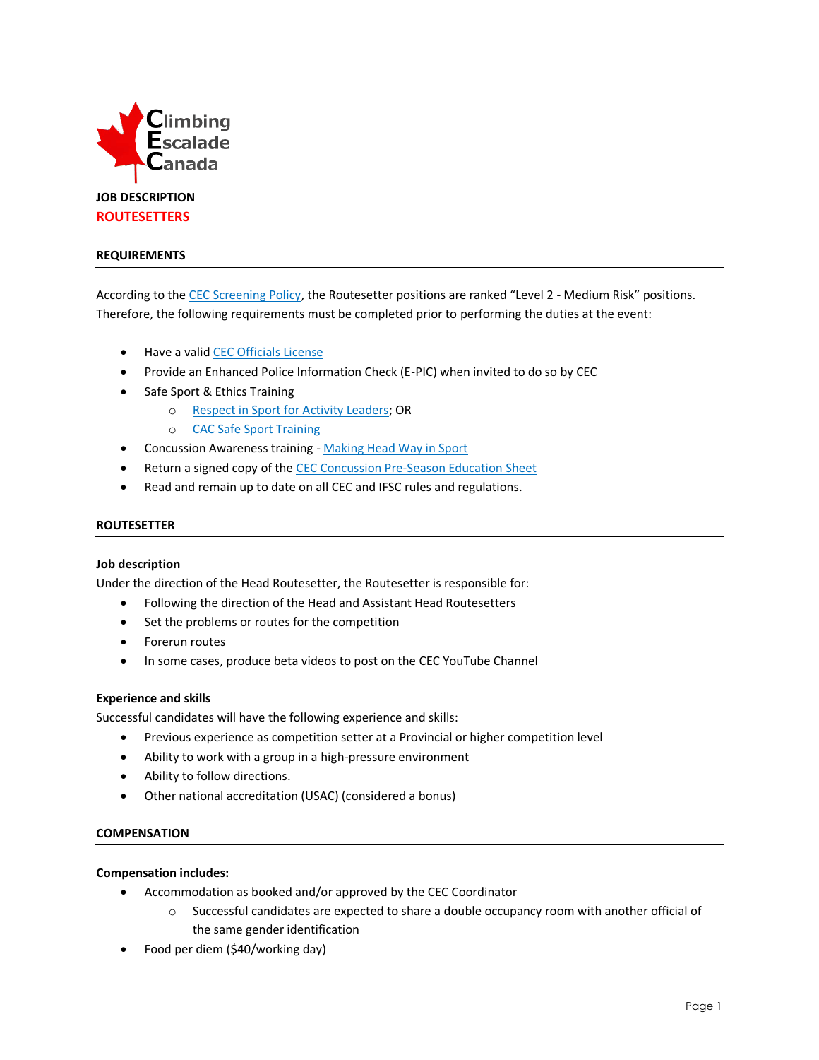Climbing
Escalade
Canada

**JOB DESCRIPTION**

# ROUTESETTERS

## REQUIREMENTS

According to the CEC Screening Policy, the Routesetter positions are ranked "Level 2 - Medium Risk" positions. Therefore, the following requirements must be completed prior to performing the duties at the event:

- Have a valid CEC Officials License
- Provide an Enhanced Police Information Check (E-PIC) when invited to do so by CEC
- Safe Sport & Ethics Training
  - Respect in Sport for Activity Leaders; OR
  - CAC Safe Sport Training
- Concussion Awareness training - Making Head Way in Sport
- Return a signed copy of the CEC Concussion Pre-Season Education Sheet
- Read and remain up to date on all CEC and IFSC rules and regulations.

## ROUTESETTER

### Job description

Under the direction of the Head Routesetter, the Routesetter is responsible for:

- Following the direction of the Head and Assistant Head Routesetters
- Set the problems or routes for the competition
- Forerun routes
- In some cases, produce beta videos to post on the CEC YouTube Channel

### Experience and skills

Successful candidates will have the following experience and skills:

- Previous experience as competition setter at a Provincial or higher competition level
- Ability to work with a group in a high-pressure environment
- Ability to follow directions.
- Other national accreditation (USAC) (considered a bonus)

## COMPENSATION

### Compensation includes:

- Accommodation as booked and/or approved by the CEC Coordinator
  - Successful candidates are expected to share a double occupancy room with another official of the same gender identification
- Food per diem ($40/working day)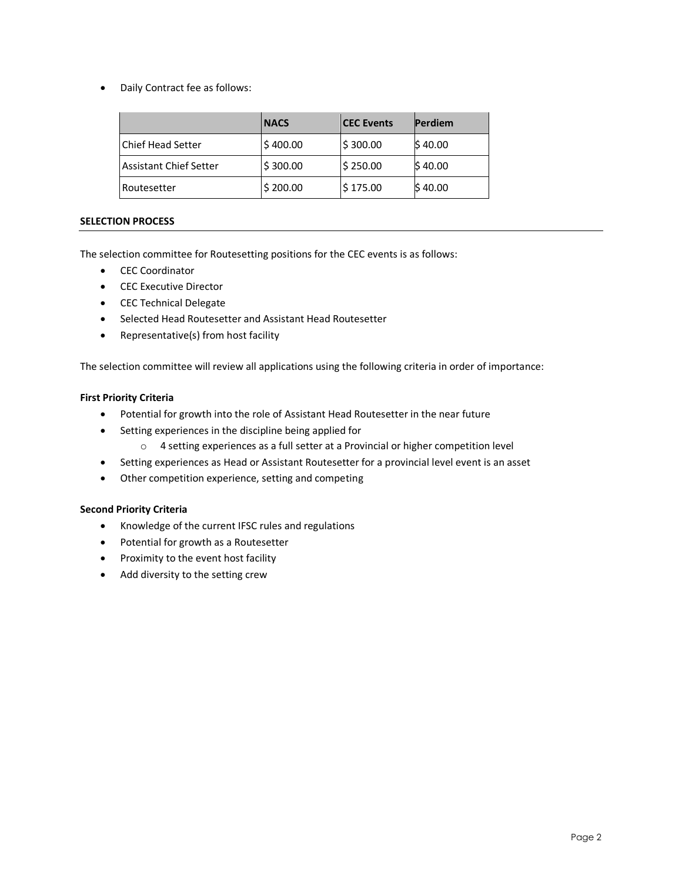- Daily Contract fee as follows:

| | NACS | CEC Events | Perdiem |
| --- | --- | --- | --- |
| Chief Head Setter | $ 400.00 | $ 300.00 | $ 40.00 |
| Assistant Chief Setter | $ 300.00 | $ 250.00 | $ 40.00 |
| Routesetter | $ 200.00 | $ 175.00 | $ 40.00 |

**SELECTION PROCESS**

The selection committee for Routesetting positions for the CEC events is as follows:

- CEC Coordinator
- CEC Executive Director
- CEC Technical Delegate
- Selected Head Routesetter and Assistant Head Routesetter
- Representative(s) from host facility

The selection committee will review all applications using the following criteria in order of importance:

**First Priority Criteria**

- Potential for growth into the role of Assistant Head Routesetter in the near future
- Setting experiences in the discipline being applied for
    - 4 setting experiences as a full setter at a Provincial or higher competition level
- Setting experiences as Head or Assistant Routesetter for a provincial level event is an asset
- Other competition experience, setting and competing

**Second Priority Criteria**

- Knowledge of the current IFSC rules and regulations
- Potential for growth as a Routesetter
- Proximity to the event host facility
- Add diversity to the setting crew